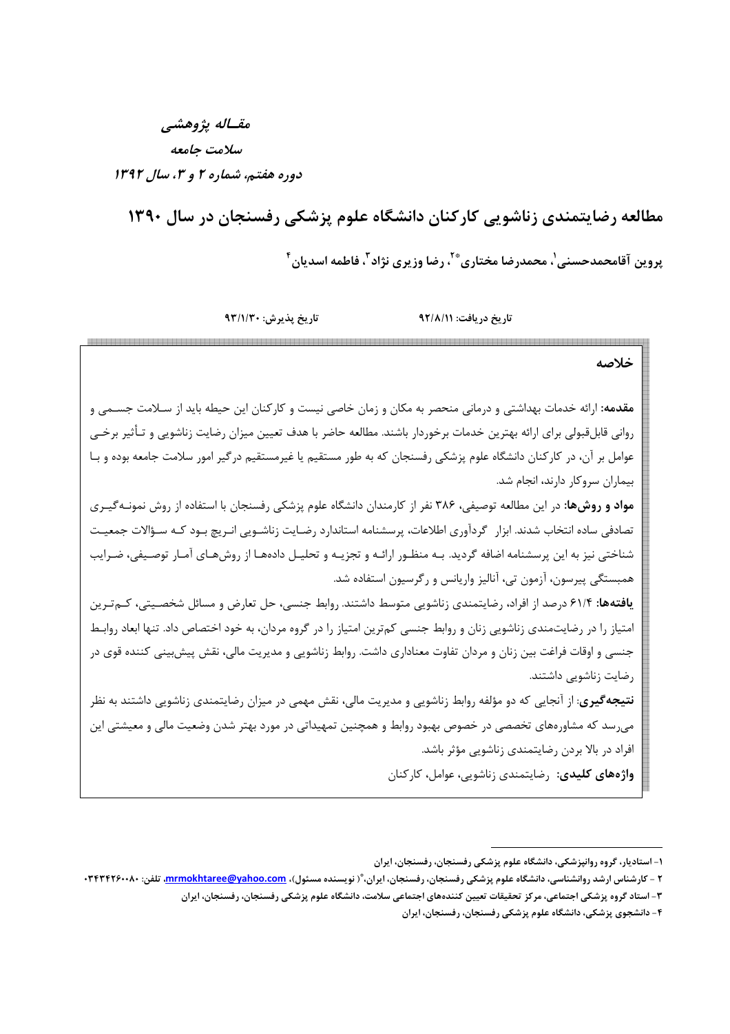*مقــاله پژوهشی*

*سلامت جامعه*

*دوره هفتم، شماره ۲ و ۳، سال ۱۳۹۲*

# مطالعه رضایتمندی زناشویی کارکنان دانشگاه علوم پزشکی رفسنجان در سال ۱۳۹۰

**پروین آقامحمدحسنی[۱]، محمدرضا مختاری[۲*]، رضا وزیری نژاد[۳]، فاطمه اسدیان[۴]**

**تاریخ دریافت: ۹۲/۸/۱۱** **تاریخ پذیرش: ۹۳/۱/۳۰**

## خلاصه

**مقدمه:** ارائه خدمات بهداشتی و درمانی منحصر به مکان و زمان خاصی نیست و کارکنان این حیطه باید از سلامت جسمی و روانی قابل‌قبولی برای ارائه بهترین خدمات برخوردار باشند. مطالعه حاضر با هدف تعیین میزان رضایت زناشویی و تأثیر برخی عوامل بر آن، در کارکنان دانشگاه علوم پزشکی رفسنجان که به طور مستقیم یا غیرمستقیم درگیر امور سلامت جامعه بوده و با بیماران سروکار دارند، انجام شد.

**مواد و روش‌ها:** در این مطالعه توصیفی، ۳۸۶ نفر از کارمندان دانشگاه علوم پزشکی رفسنجان با استفاده از روش نمونه‌گیری تصادفی ساده انتخاب شدند. ابزار گردآوری اطلاعات، پرسشنامه استاندارد رضایت زناشویی انریچ بود که سؤالات جمعیت شناختی نیز به این پرسشنامه اضافه گردید. به منظور ارائه و تجزیه و تحلیل داده‌ها از روش‌های آمار توصیفی، ضرایب همبستگی پیرسون، آزمون تی، آنالیز واریانس و رگرسیون استفاده شد.

**یافته‌ها:** ۶۱/۴ درصد از افراد، رضایتمندی زناشویی متوسط داشتند. روابط جنسی، حل تعارض و مسائل شخصیتی، کم‌ترین امتیاز را در رضایتمندی زناشویی زنان و روابط جنسی کم‌ترین امتیاز را در گروه مردان، به خود اختصاص داد. تنها ابعاد روابط جنسی و اوقات فراغت بین زنان و مردان تفاوت معناداری داشت. روابط زناشویی و مدیریت مالی، نقش پیش‌بینی کننده قوی در رضایت زناشویی داشتند.

**نتیجه‌گیری:** از آنجایی که دو مؤلفه روابط زناشویی و مدیریت مالی، نقش مهمی در میزان رضایتمندی زناشویی داشتند به نظر می‌رسد که مشاوره‌های تخصصی در خصوص بهبود روابط و همچنین تمهیداتی در مورد بهتر شدن وضعیت مالی و معیشتی این افراد در بالا بردن رضایتمندی زناشویی مؤثر باشد.

**واژه‌های کلیدی:** رضایتمندی زناشویی، عوامل، کارکنان

---

۱- استادیار، گروه روانپزشکی، دانشگاه علوم پزشکی رفسنجان، رفسنجان، ایران

۲ - کارشناس ارشد روانشناسی، دانشگاه علوم پزشکی رفسنجان، رفسنجان، ایران،*( نویسنده مسئول)، mrmokhtaree@yahoo.com، تلفن: ۰۳۴۳۴۲۶۰۰۸۰

۳- استاد گروه پزشکی اجتماعی، مرکز تحقیقات تعیین کننده‌های اجتماعی سلامت، دانشگاه علوم پزشکی رفسنجان، رفسنجان، ایران

۴- دانشجوی پزشکی، دانشگاه علوم پزشکی رفسنجان، رفسنجان، ایران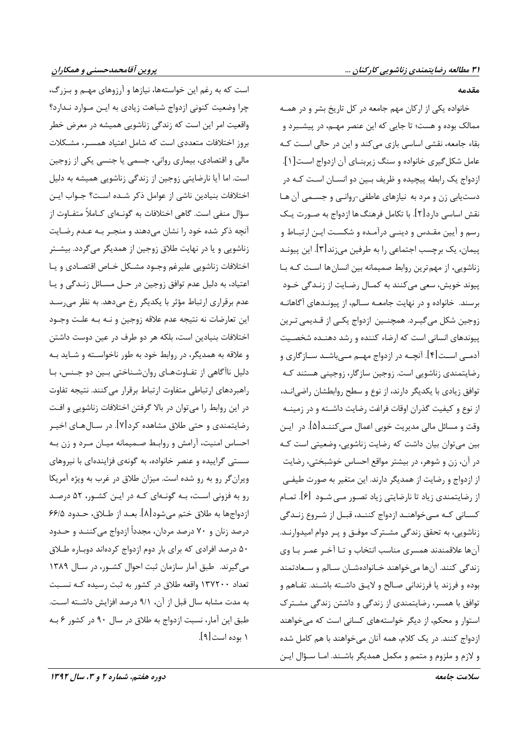## مقدمه

خانواده یکی از ارکان مهم جامعه در کل تاریخ بشر و در همه ممالک بوده و هست؛ تا جایی که این عنصر مهم، در پیشبرد و بقاء جامعه، نقشی اساسی بازی می‌کند و این در حالی است که عامل شکل‌گیری خانواده و سنگ زیربنای آن ازدواج است[۱]. ازدواج یک رابطه پیچیده و ظریف بین دو انسان است که در دست‌یابی زن و مرد به نیازهای عاطفی-روانی و جسمی آن ها نقش اساسی دارد[۲]. با تکامل فرهنگ ها ازدواج به صورت یک رسم و آیین مقدس و دینی درآمده و شکست این ارتباط و پیمان، یک برچسب اجتماعی را به طرفین می‌زند[۳]. این پیوند زناشویی، از مهم‌ترین روابط صمیمانه بین انسان‌ها است که با پیوند خویش، سعی می‌کنند به کمال رضایت از زندگی خود برسند. خانواده و در نهایت جامعه سالم، از پیوندهای آگاهانه زوجین شکل می‌گیرد. همچنین ازدواج یکی از قدیمی ترین پیوندهای انسانی است که ارضاء کننده و رشد دهنده شخصیت آدمی است[۴]. آنچه در ازدواج مهم می‌باشد سازگاری و رضایتمندی زناشویی است. زوجین سازگار، زوجینی هستند که توافق زیادی با یکدیگر دارند، از نوع و سطح روابطشان راضی‌اند، از نوع و کیفیت گذران اوقات فراغت رضایت داشته و در زمینه وقت و مسائل مالی مدیریت خوبی اعمال می‌کنند[۵]. در این بین می‌توان بیان داشت که رضایت زناشویی، وضعیتی است که در آن، زن و شوهر، در بیشتر مواقع احساس خوشبختی، رضایت از ازدواج و رضایت از همدیگر دارند. این متغیر به صورت طیفی از رضایتمندی زیاد تا نارضایتی زیاد تصور می شود [۶]. تمام کسانی که می‌خواهند ازدواج کنند، قبل از شروع زندگی زناشویی، به تحقق زندگی مشترک موفق و پر دوام امیدوارند. آن‌ها علاقمندند همسری مناسب انتخاب و تا آخر عمر با وی زندگی کنند. آن‌ها می‌خواهند خانواده‌شان سالم و سعادتمند بوده و فرزند یا فرزندانی صالح و لایق داشته باشند. تفاهم و توافق با همسر، رضایتمندی از زندگی و داشتن زندگی مشترک استوار و محکم، از دیگر خواسته‌های کسانی است که می‌خواهند ازدواج کنند. در یک کلام، همه آنان می‌خواهند با هم کامل شده و لازم و ملزوم و متمم و مکمل همدیگر باشند. اما سؤال این است که به رغم این خواسته‌ها، نیازها و آرزوهای مهم و بزرگ، چرا وضعیت کنونی ازدواج شباهت زیادی به این موارد ندارد؟ واقعیت امر این است که زندگی زناشویی همیشه در معرض خطر بروز اختلافات متعددی است که شامل اعتیاد همسر، مشکلات مالی و اقتصادی، بیماری روانی، جسمی یا جنسی یکی از زوجین است. اما آیا نارضایتی زوجین از زندگی زناشویی همیشه به دلیل اختلافات بنیادین ناشی از عوامل ذکر شده است؟ جواب این سؤال منفی است. گاهی اختلافات به گونه‌ای کاملاً متفاوت از آنچه ذکر شده خود را نشان می‌دهند و منجر به عدم رضایت زناشویی و یا در نهایت طلاق زوجین از همدیگر می‌گردد. بیشتر اختلافات زناشویی علیرغم وجود مشکل خاص اقتصادی و یا اعتیاد، به دلیل عدم توافق زوجین در حل مسائل زندگی و یا عدم برقراری ارتباط مؤثر با یکدیگر رخ می‌دهد. به نظر می‌رسد این تعارضات نه نتیجه عدم علاقه زوجین و نه به علت وجود اختلافات بنیادین است، بلکه هر دو طرف در عین دوست داشتن و علاقه به همدیگر، در روابط خود به طور ناخواسته و شاید به دلیل ناآگاهی از تفاوت‌های روان‌شناختی بین دو جنس، با راهبردهای ارتباطی متفاوت ارتباط برقرار می‌کنند. نتیجه تفاوت در این روابط را می‌توان در بالا گرفتن اختلافات زناشویی و افت رضایتمندی و حتی طلاق مشاهده کرد[۷]. در سال‌های اخیر احساس امنیت، آرامش و روابط صمیمانه میان مرد و زن به سستی گراییده و عنصر خانواده، به گونه‌ی فزاینده‌ای با نیروهای ویران‌گر رو به رو شده است. میزان طلاق در غرب به ویژه آمریکا رو به فزونی است، به گونه‌ای که در این کشور، ۵۲ درصد ازدواج‌ها به طلاق ختم می‌شود[۸]. بعد از طلاق، حدود ۶۶/۵ درصد زنان و ۷۰ درصد مردان، مجدداً ازدواج می‌کنند و حدود ۵۰ درصد افرادی که برای بار دوم ازدواج کرده‌اند دوباره طلاق می‌گیرند. طبق آمار سازمان ثبت احوال کشور، در سال ۱۳۸۹ تعداد ۱۳۷۲۰۰ واقعه طلاق در کشور به ثبت رسیده که نسبت به مدت مشابه سال قبل از آن، ۹/۱ درصد افزایش داشته است. طبق این آمار، نسبت ازدواج به طلاق در سال ۹۰ در کشور ۶ به ۱ بوده است[۹].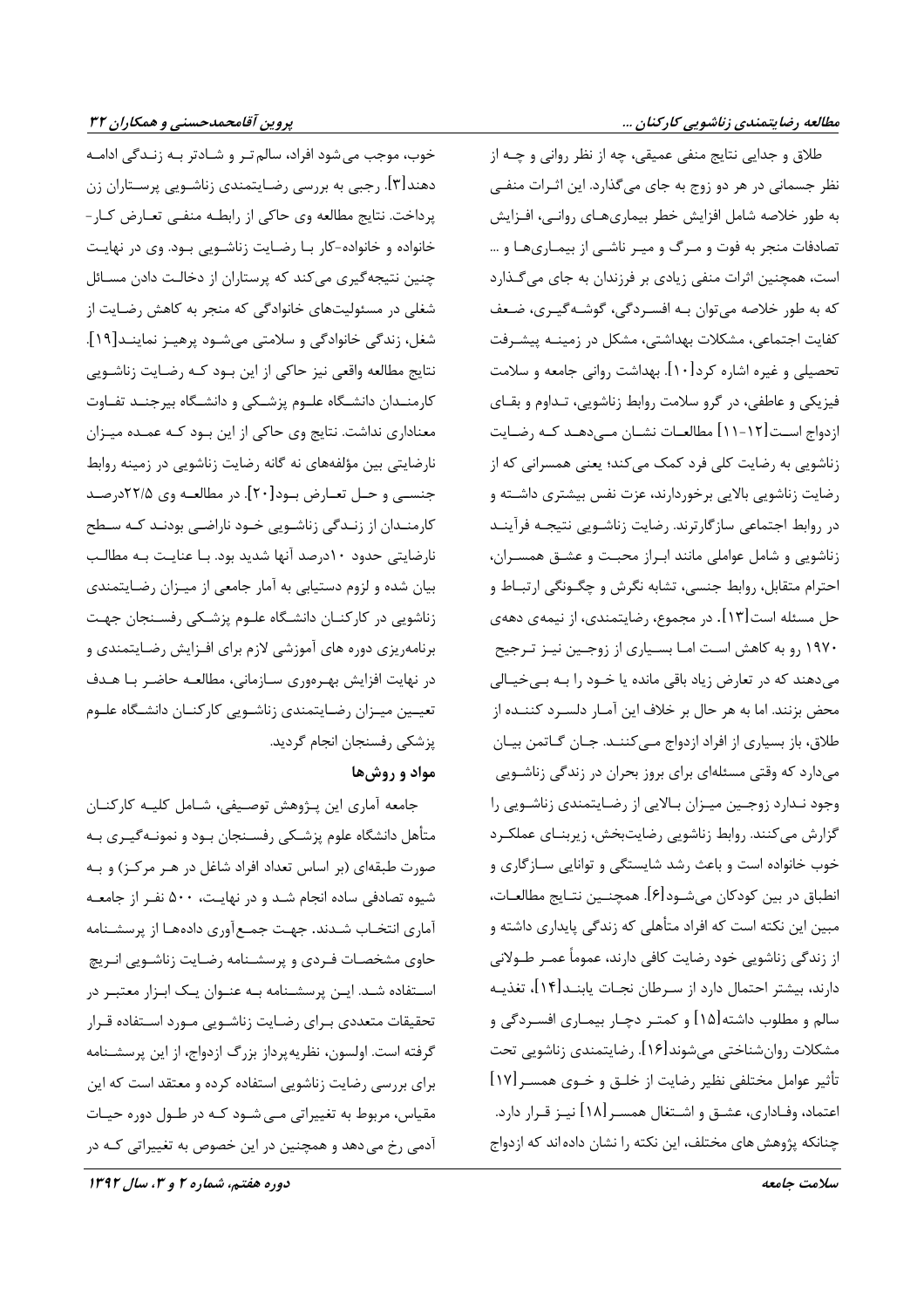طلاق و جدایی نتایج منفی عمیقی، چه از نظر روانی و چه از نظر جسمانی در هر دو زوج به جای می‌گذارد. این اثرات منفی به طور خلاصه شامل افزایش خطر بیماری‌های روانی، افزایش تصادفات منجر به فوت و مرگ و میر ناشی از بیماری‌ها و ... است، همچنین اثرات منفی زیادی بر فرزندان به جای می‌گذارد که به طور خلاصه می‌توان به افسردگی، گوشه‌گیری، ضعف کفایت اجتماعی، مشکلات بهداشتی، مشکل در زمینه پیشرفت تحصیلی و غیره اشاره کرد[۱۰]. بهداشت روانی جامعه و سلامت فیزیکی و عاطفی، در گرو سلامت روابط زناشویی، تداوم و بقای ازدواج است[۱۲-۱۱] مطالعات نشان می‌دهد که رضایت زناشویی به رضایت کلی فرد کمک می‌کند؛ یعنی همسرانی که از رضایت زناشویی بالایی برخوردارند، عزت نفس بیشتری داشته و در روابط اجتماعی سازگارترند. رضایت زناشویی نتیجه فرآیند زناشویی و شامل عواملی مانند ابراز محبت و عشق همسران، احترام متقابل، روابط جنسی، تشابه نگرش و چگونگی ارتباط و حل مسئله است[۱۳]. در مجموع، رضایتمندی، از نیمه‌ی دهه‌ی ۱۹۷۰ رو به کاهش است اما بسیاری از زوجین نیز ترجیح می‌دهند که در تعارض زیاد باقی مانده یا خود را به بی‌خیالی محض بزنند. اما به هر حال بر خلاف این آمار دلسرد کننده از طلاق، باز بسیاری از افراد ازدواج می‌کنند. جان گاتمن بیان می‌دارد که وقتی مسئله‌ای برای بروز بحران در زندگی زناشویی وجود ندارد زوجین میزان بالایی از رضایتمندی زناشویی را گزارش می‌کنند. روابط زناشویی رضایت‌بخش، زیربنای عملکرد خوب خانواده است و باعث رشد شایستگی و توانایی سازگاری و انطباق در بین کودکان می‌شود[۶]. همچنین نتایج مطالعات، مبین این نکته است که افراد متأهلی که زندگی پایداری داشته و از زندگی زناشویی خود رضایت کافی دارند، عموماً عمر طولانی دارند، بیشتر احتمال دارد از سرطان نجات یابند[۱۴]، تغذیه سالم و مطلوب داشته[۱۵] و کمتر دچار بیماری افسردگی و مشکلات روان‌شناختی می‌شوند[۱۶]. رضایتمندی زناشویی تحت تأثیر عوامل مختلفی نظیر رضایت از خلق و خوی همسر[۱۷] اعتماد، وفاداری، عشق و اشتغال همسر[۱۸] نیز قرار دارد. چنانکه پژوهش‌های مختلف، این نکته را نشان داده‌اند که ازدواج خوب، موجب می‌شود افراد، سالم‌تر و شادتر به زندگی ادامه دهند[۳]. رجبی به بررسی رضایتمندی زناشویی پرستاران زن پرداخت. نتایج مطالعه وی حاکی از رابطه منفی تعارض کار-خانواده و خانواده-کار با رضایت زناشویی بود. وی در نهایت چنین نتیجه‌گیری می‌کند که پرستاران از دخالت دادن مسائل شغلی در مسئولیت‌های خانوادگی که منجر به کاهش رضایت از شغل، زندگی خانوادگی و سلامتی می‌شود پرهیز نمایند[۱۹]. نتایج مطالعه واقعی نیز حاکی از این بود که رضایت زناشویی کارمندان دانشگاه علوم پزشکی و دانشگاه بیرجند تفاوت معناداری نداشت. نتایج وی حاکی از این بود که عمده میزان نارضایتی بین مؤلفه‌های نه گانه رضایت زناشویی در زمینه روابط جنسی و حل تعارض بود[۲۰]. در مطالعه وی ۲۲/۵درصد کارمندان از زندگی زناشویی خود ناراضی بودند که سطح نارضایتی حدود ۱۰درصد آنها شدید بود. با عنایت به مطالب بیان شده و لزوم دستیابی به آمار جامعی از میزان رضایتمندی زناشویی در کارکنان دانشگاه علوم پزشکی رفسنجان جهت برنامه‌ریزی دوره های آموزشی لازم برای افزایش رضایتمندی و در نهایت افزایش بهره‌وری سازمانی، مطالعه حاضر با هدف تعیین میزان رضایتمندی زناشویی کارکنان دانشگاه علوم پزشکی رفسنجان انجام گردید.

## مواد و روش‌ها

جامعه آماری این پژوهش توصیفی، شامل کلیه کارکنان متأهل دانشگاه علوم پزشکی رفسنجان بود و نمونه‌گیری به صورت طبقه‌ای (بر اساس تعداد افراد شاغل در هر مرکز) و به شیوه تصادفی ساده انجام شد و در نهایت، ۵۰۰ نفر از جامعه آماری انتخاب شدند. جهت جمع‌آوری داده‌ها از پرسشنامه حاوی مشخصات فردی و پرسشنامه رضایت زناشویی انریچ استفاده شد. این پرسشنامه به عنوان یک ابزار معتبر در تحقیقات متعددی برای رضایت زناشویی مورد استفاده قرار گرفته است. اولسون، نظریه‌پرداز بزرگ ازدواج، از این پرسشنامه برای بررسی رضایت زناشویی استفاده کرده و معتقد است که این مقیاس، مربوط به تغییراتی می‌شود که در طول دوره حیات آدمی رخ می‌دهد و همچنین در این خصوص به تغییراتی که در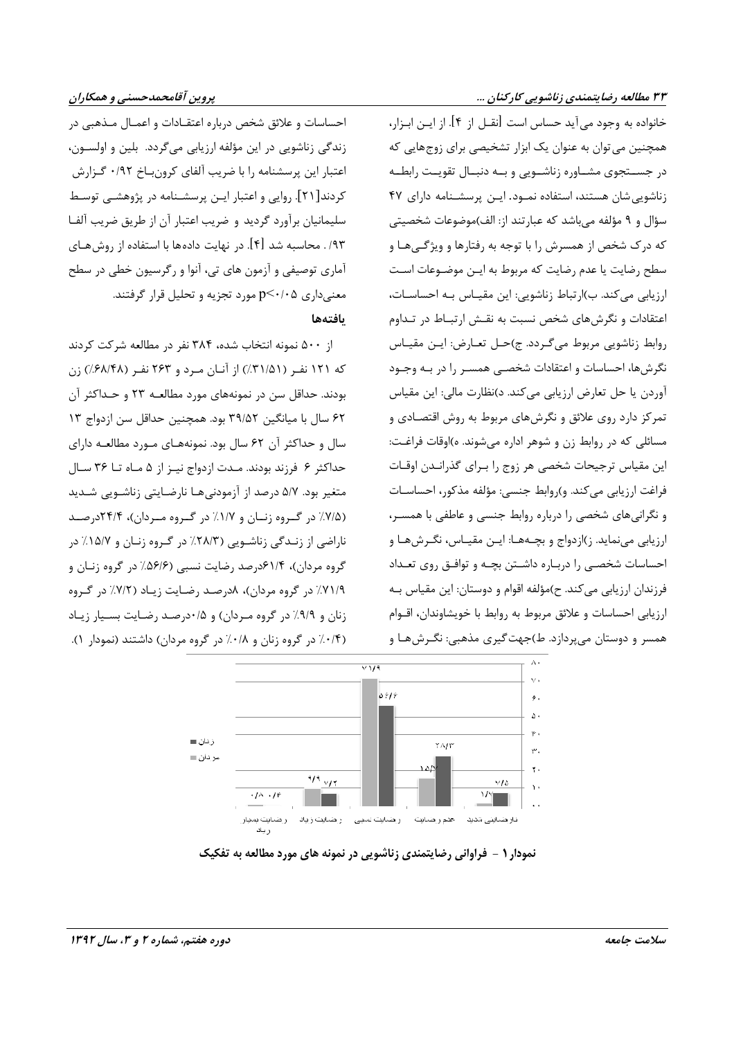خانواده به وجود می‌آید حساس است [نقل از ۴]. از این ابزار، همچنین می‌توان به عنوان یک ابزار تشخیصی برای زوج‌هایی که در جستجوی مشاوره زناشویی و به دنبال تقویت رابطه زناشویی‌شان هستند، استفاده نمود. این پرسشنامه دارای ۴۷ سؤال و ۹ مؤلفه می‌باشد که عبارتند از: الف)موضوعات شخصیتی که درک شخص از همسرش را با توجه به رفتارها و ویژگی‌ها و سطح رضایت یا عدم رضایت که مربوط به این موضوعات است ارزیابی می‌کند. ب)ارتباط زناشویی: این مقیاس به احساسات، اعتقادات و نگرش‌های شخص نسبت به نقش ارتباط در تداوم روابط زناشویی مربوط می‌گردد. ج)حل تعارض: این مقیاس نگرش‌ها، احساسات و اعتقادات شخصی همسر را در به وجود آوردن یا حل تعارض ارزیابی می‌کند. د)نظارت مالی: این مقیاس تمرکز دارد روی علائق و نگرش‌های مربوط به روش اقتصادی و مسائلی که در روابط زن و شوهر اداره می‌شوند. ه)اوقات فراغت: این مقیاس ترجیحات شخصی هر زوج را برای گذراندن اوقات فراغت ارزیابی می‌کند. و)روابط جنسی: مؤلفه مذکور، احساسات و نگرانی‌های شخصی را درباره روابط جنسی و عاطفی با همسر، ارزیابی می‌نماید. ز)ازدواج و بچه‌ها: این مقیاس، نگرش‌ها و احساسات شخصی را درباره داشتن بچه و توافق روی تعداد فرزندان ارزیابی می‌کند. ح)مؤلفه اقوام و دوستان: این مقیاس به ارزیابی احساسات و علائق مربوط به روابط با خویشاوندان، اقوام همسر و دوستان می‌پردازد. ط)جهت‌گیری مذهبی: نگرش‌ها و احساسات و علائق شخص درباره اعتقادات و اعمال مذهبی در زندگی زناشویی در این مؤلفه ارزیابی می‌گردد. بلین و اولسون، اعتبار این پرسشنامه را با ضریب آلفای کرونباخ ۰/۹۲ گزارش کردند[۲۱]. روایی و اعتبار این پرسشنامه در پژوهشی توسط سلیمانیان برآورد گردید و ضریب اعتبار آن از طریق ضریب آلفا ۰/۹۳ محاسبه شد [۴]. در نهایت داده‌ها با استفاده از روش‌های آماری توصیفی و آزمون های تی، آنوا و رگرسیون خطی در سطح معنی‌داری $p<0.05$ مورد تجزیه و تحلیل قرار گرفتند.

## یافته‌ها

از ۵۰۰ نمونه انتخاب شده، ۳۸۴ نفر در مطالعه شرکت کردند که ۱۲۱ نفر (۳۱/۵۱٪) از آنان مرد و ۲۶۳ نفر (۶۸/۴۸٪) زن بودند. حداقل سن در نمونه‌های مورد مطالعه ۲۳ و حداکثر آن ۶۲ سال با میانگین ۳۹/۵۲ بود. همچنین حداقل سن ازدواج ۱۳ سال و حداکثر آن ۶۲ سال بود. نمونه‌های مورد مطالعه دارای حداکثر ۶ فرزند بودند. مدت ازدواج نیز از ۵ ماه تا ۳۶ سال متغیر بود. ۵/۷ درصد از آزمودنی‌ها نارضایتی زناشویی شدید (۷/۵٪ در گروه زنان و ۱/۷٪ در گروه مردان)، ۲۴/۴درصد ناراضی از زندگی زناشویی (۲۸/۳٪ در گروه زنان و ۱۵/۷٪ در گروه مردان)، ۶۱/۴درصد رضایت نسبی (۵۶/۶٪ در گروه زنان و ۷۱/۹٪ در گروه مردان)، ۸درصد رضایت زیاد (۷/۲٪ در گروه زنان و ۹/۹٪ در گروه مردان) و ۰/۵درصد رضایت بسیار زیاد (۰/۴٪ در گروه زنان و ۰/۸٪ در گروه مردان) داشتند (نمودار ۱).

**نمودار ۱ - فراوانی رضایتمندی زناشویی در نمونه های مورد مطالعه به تفکیک**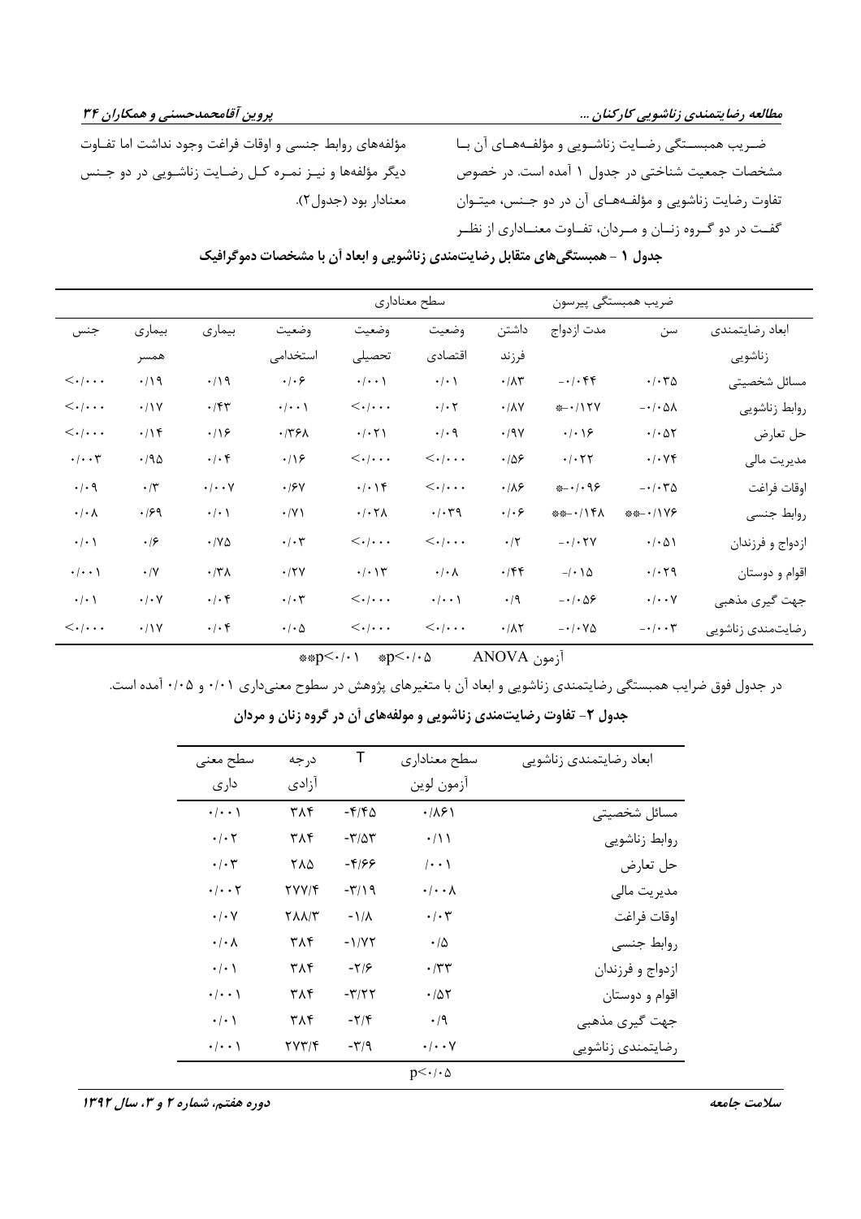ضـریب همبسـتگی رضـایت زناشـویی و مؤلفـه‌هـای آن بـا مشخصات جمعیت شناختی در جدول ۱ آمده است. در خصوص تفاوت رضایت زناشویی و مؤلفـه‌هـای آن در دو جـنس، میتـوان گفـت در دو گـروه زنـان و مـردان، تفـاوت معنــاداری از نظـر مؤلفه‌های روابط جنسی و اوقات فراغت وجود نداشت اما تفـاوت دیگر مؤلفه‌ها و نیـز نمـره کـل رضـایت زناشـویی در دو جـنس معنادار بود (جدول۲).

**جدول ۱ - همبستگی‌های متقابل رضایتمندی زناشویی و ابعاد آن با مشخصات دموگرافیک**

| ابعاد رضایتمندی زناشویی | سن | مدت ازدواج | داشتن فرزند | وضعیت اقتصادی | وضعیت تحصیلی | وضعیت استخدامی | بیماری | بیماری همسر | جنس |
|---|---|---|---|---|---|---|---|---|---|
| | ضریب همبستگی پیرسون | | سطح معناداری | | | | | | |
| مسائل شخصیتی | ۰/۰۳۵ | ۰/۰۴۴- | ۰/۸۳ | ۰/۰۱ | ۰/۰۰۱ | ۰/۰۶ | ۰/۱۹ | ۰/۱۹ | ۰/۰۰۰> |
| روابط زناشویی | ۰/۰۵۸- | *۰/۱۲۷- | ۰/۸۷ | ۰/۰۲ | ۰/۰۰۰> | ۰/۰۰۱ | ۰/۴۳ | ۰/۱۷ | ۰/۰۰۰> |
| حل تعارض | ۰/۰۵۲ | ۰/۰۱۶ | ۰/۹۷ | ۰/۰۹ | ۰/۰۲۱ | ۰/۳۶۸ | ۰/۱۶ | ۰/۱۴ | ۰/۰۰۰> |
| مدیریت مالی | ۰/۰۷۴ | ۰/۰۲۲ | ۰/۵۶ | ۰/۰۰۰> | ۰/۰۰۰> | ۰/۱۶ | ۰/۰۴ | ۰/۹۵ | ۰/۰۰۳ |
| اوقات فراغت | ۰/۰۳۵- | *۰/۰۹۶- | ۰/۸۶ | ۰/۰۰۰> | ۰/۰۱۴ | ۰/۶۷ | ۰/۰۰۷ | ۰/۳ | ۰/۰۹ |
| روابط جنسی | **۰/۱۷۶- | **۰/۱۴۸- | ۰/۰۶ | ۰/۰۳۹ | ۰/۰۲۸ | ۰/۷۱ | ۰/۰۱ | ۰/۶۹ | ۰/۰۸ |
| ازدواج و فرزندان | ۰/۰۵۱ | ۰/۰۲۷- | ۰/۲ | ۰/۰۰۰> | ۰/۰۰۰> | ۰/۰۳ | ۰/۷۵ | ۰/۶ | ۰/۰۱ |
| اقوام و دوستان | ۰/۰۲۹ | ۰/۰۱۵- | ۰/۴۴ | ۰/۰۸ | ۰/۰۱۳ | ۰/۲۷ | ۰/۳۸ | ۰/۷ | ۰/۰۰۱ |
| جهت گیری مذهبی | ۰/۰۰۷ | ۰/۰۵۶- | ۰/۹ | ۰/۰۰۱ | ۰/۰۰۰> | ۰/۰۳ | ۰/۰۴ | ۰/۰۷ | ۰/۰۱ |
| رضایتمندی زناشویی | ۰/۰۰۳- | ۰/۰۷۵- | ۰/۸۲ | ۰/۰۰۰> | ۰/۰۰۰> | ۰/۰۵ | ۰/۰۴ | ۰/۱۷ | ۰/۰۰۰> |

آزمون ANOVA　　$*p<0.05$　　$**p<0.01$

در جدول فوق ضرایب همبستگی رضایتمندی زناشویی و ابعاد آن با متغیرهای پژوهش در سطوح معنی‌داری ۰/۰۱ و ۰/۰۵ آمده است.

**جدول ۲- تفاوت رضایتمندی زناشویی و مولفه‌های آن در گروه زنان و مردان**

| ابعاد رضایتمندی زناشویی | سطح معناداری آزمون لوین | T | درجه آزادی | سطح معنی داری |
|---|---|---|---|---|
| مسائل شخصیتی | ۰/۸۶۱ | ۴/۴۵- | ۳۸۴ | ۰/۰۰۱ |
| روابط زناشویی | ۰/۱۱ | ۳/۵۳- | ۳۸۴ | ۰/۰۲ |
| حل تعارض | ۰/۰۰۱ | ۴/۶۶- | ۲۸۵ | ۰/۰۳ |
| مدیریت مالی | ۰/۰۰۸ | ۳/۱۹- | ۲۷۷/۴ | ۰/۰۰۲ |
| اوقات فراغت | ۰/۰۳ | ۱/۸- | ۲۸۸/۳ | ۰/۰۷ |
| روابط جنسی | ۰/۵ | ۱/۷۲- | ۳۸۴ | ۰/۰۸ |
| ازدواج و فرزندان | ۰/۳۳ | ۲/۶- | ۳۸۴ | ۰/۰۱ |
| اقوام و دوستان | ۰/۵۲ | ۳/۲۲- | ۳۸۴ | ۰/۰۰۱ |
| جهت گیری مذهبی | ۰/۹ | ۲/۴- | ۳۸۴ | ۰/۰۱ |
| رضایتمندی زناشویی | ۰/۰۰۷ | ۳/۹- | ۲۷۳/۴ | ۰/۰۰۱ |

$p<0.05$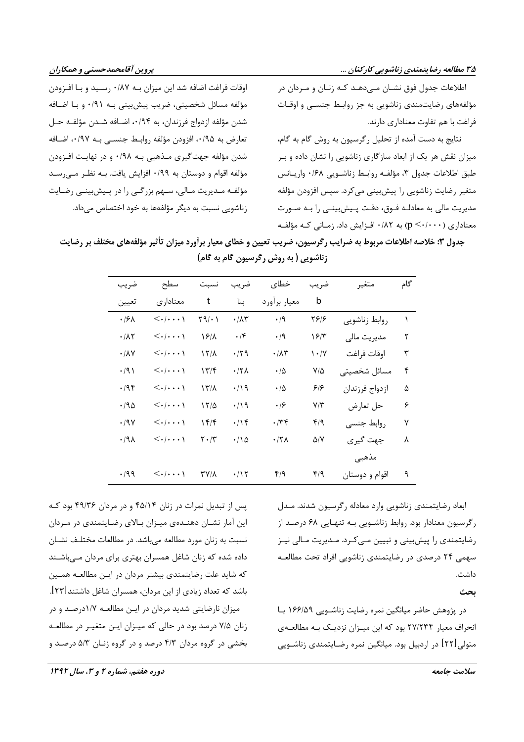اطلاعات جدول فوق نشان می‌دهد که زنان و مردان در مؤلفه‌های رضایتمندی زناشویی به جز روابط جنسی و اوقات فراغت با هم تفاوت معناداری دارند.

نتایج به دست آمده از تحلیل رگرسیون به روش گام به گام، میزان نقش هر یک از ابعاد سازگاری زناشویی را نشان داده و بر طبق اطلاعات جدول ۳، مؤلفه روابط زناشویی ۰/۶۸ واریانس متغیر رضایت زناشویی را پیش‌بینی می‌کرد. سپس افزودن مؤلفه مدیریت مالی به معادله فوق، دقت پیش‌بینی را به صورت معناداری ($p < ۰/۰۰۰$) به ۰/۸۲ افزایش داد. زمانی که مؤلفه اوقات فراغت اضافه شد این میزان به ۰/۸۷ رسید و با افزودن مؤلفه مسائل شخصیتی، ضریب پیش‌بینی به ۰/۹۱ و با اضافه شدن مؤلفه ازدواج فرزندان، به ۰/۹۴، اضافه شدن مؤلفه حل تعارض به ۰/۹۵، افزودن مؤلفه روابط جنسی به ۰/۹۷، اضافه شدن مؤلفه جهت‌گیری مذهبی به ۰/۹۸ و در نهایت افزودن مؤلفه اقوام و دوستان به ۰/۹۹ افزایش یافت. به نظر می‌رسد مؤلفه مدیریت مالی، سهم بزرگی را در پیش‌بینی رضایت زناشویی نسبت به دیگر مؤلفه‌ها به خود اختصاص می‌داد.

**جدول ۳: خلاصه اطلاعات مربوط به ضرایب رگرسیون، ضریب تعیین و خطای معیار برآورد میزان تأثیر مؤلفه‌های مختلف بر رضایت زناشویی ( به روش رگرسیون گام به گام)**

| گام | متغیر | ضریب b | خطای معیار برآورد | ضریب بتا | نسبت t | سطح معناداری | ضریب تعیین |
|---|---|---|---|---|---|---|---|
| ۱ | روابط زناشویی | ۲۶/۶ | ۰/۹ | ۰/۸۳ | ۲۹/۰۱ | <۰/۰۰۰۱ | ۰/۶۸ |
| ۲ | مدیریت مالی | ۱۶/۳ | ۰/۹ | ۰/۴ | ۱۶/۸ | <۰/۰۰۰۱ | ۰/۸۲ |
| ۳ | اوقات فراغت | ۱۰/۷ | ۰/۸۳ | ۰/۲۹ | ۱۲/۸ | <۰/۰۰۰۱ | ۰/۸۷ |
| ۴ | مسائل شخصیتی | ۷/۵ | ۰/۵ | ۰/۲۸ | ۱۳/۴ | <۰/۰۰۰۱ | ۰/۹۱ |
| ۵ | ازدواج فرزندان | ۶/۶ | ۰/۵ | ۰/۱۹ | ۱۳/۸ | <۰/۰۰۰۱ | ۰/۹۴ |
| ۶ | حل تعارض | ۷/۳ | ۰/۶ | ۰/۱۹ | ۱۲/۵ | <۰/۰۰۰۱ | ۰/۹۵ |
| ۷ | روابط جنسی | ۴/۹ | ۰/۳۴ | ۰/۱۴ | ۱۴/۴ | <۰/۰۰۰۱ | ۰/۹۷ |
| ۸ | جهت گیری مذهبی | ۵/۷ | ۰/۲۸ | ۰/۱۵ | ۲۰/۳ | <۰/۰۰۰۱ | ۰/۹۸ |
| ۹ | اقوام و دوستان | ۴/۹ | ۴/۹ | ۰/۱۲ | ۳۷/۸ | <۰/۰۰۰۱ | ۰/۹۹ |

ابعاد رضایتمندی زناشویی وارد معادله رگرسیون شدند. مدل رگرسیون معنادار بود. روابط زناشویی به تنهایی ۶۸ درصد از رضایتمندی را پیش‌بینی و تبیین می‌کرد. مدیریت مالی نیز سهمی ۲۴ درصدی در رضایتمندی زناشویی افراد تحت مطالعه داشت.

## بحث

در پژوهش حاضر میانگین نمره رضایت زناشویی ۱۶۶/۵۹ با انحراف معیار ۲۷/۲۳۴ بود که این میزان نزدیک به مطالعه‌ی متولی[۲۲] در اردبیل بود. میانگین نمره رضایتمندی زناشویی پس از تبدیل نمرات در زنان ۴۵/۱۴ و در مردان ۴۹/۳۶ بود که این آمار نشان دهنده‌ی میزان بالای رضایتمندی در مردان نسبت به زنان مورد مطالعه می‌باشد. در مطالعات مختلف نشان داده شده که زنان شاغل همسران بهتری برای مردان می‌باشند که شاید علت رضایتمندی بیشتر مردان در این مطالعه همین باشد که تعداد زیادی از این مردان، همسران شاغل داشتند[۲۳].

میزان نارضایتی شدید مردان در این مطالعه ۱/۷درصد و در زنان ۷/۵ درصد بود در حالی که میزان این متغیر در مطالعه بخشی در گروه مردان ۴/۳ درصد و در گروه زنان ۵/۳ درصد و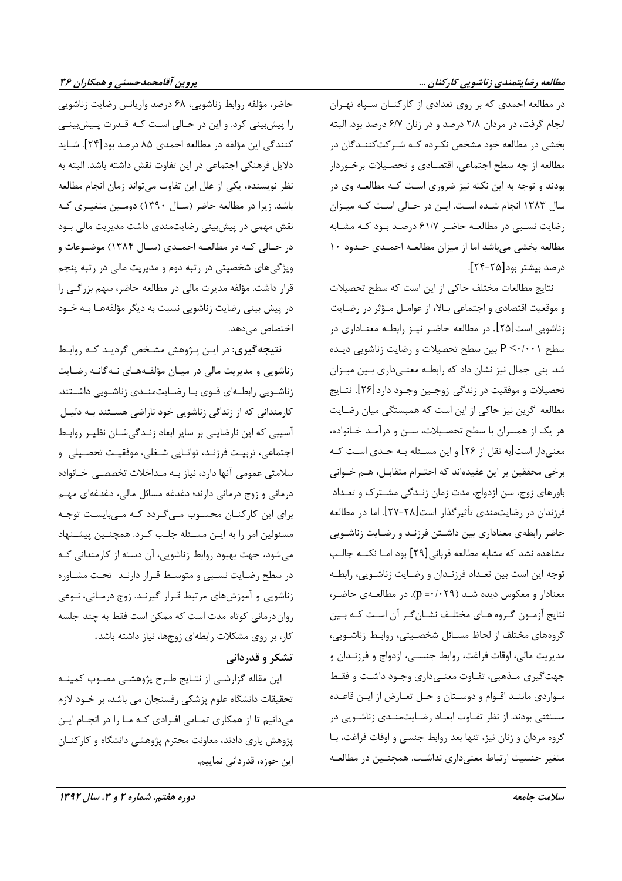در مطالعه احمدی که بر روی تعدادی از کارکنـان سـپاه تهـران انجام گرفت، در مردان ۲/۸ درصد و در زنان ۶/۷ درصد بود. البته بخشی در مطالعه خود مشخص نکـرده کـه شـرکت‌کننـدگان در مطالعه از چه سطح اجتماعی، اقتصـادی و تحصـیلات برخـوردار بودند و توجه به این نکته نیز ضروری اسـت کـه مطالعـه وی در سال ۱۳۸۳ انجام شـده اسـت. ایـن در حـالی اسـت کـه میـزان رضایت نسـبی در مطالعـه حاضـر ۶۱/۷ درصـد بـود کـه مشـابه مطالعه بخشی می‌باشد اما از میزان مطالعـه احمـدی حـدود ۱۰ درصد بیشتر بود[۲۵-۲۴].

نتایج مطالعات مختلف حاکی از این است که سطح تحصیلات و موقعیت اقتصادی و اجتماعی بـالا، از عوامـل مـؤثر در رضـایت زناشویی است[۲۵]. در مطالعه حاضـر نیـز رابطـه معنـاداری در سطح P <۰/۰۰۱ بین سطح تحصیلات و رضایت زناشویی دیـده شد. بنی جمال نیز نشان داد که رابطـه معنـی‌داری بـین میـزان تحصیلات و موفقیت در زندگی زوجـین وجـود دارد[۲۶]. نتـایج مطالعه گرین نیز حاکی از این است که همبستگی میان رضـایت هر یک از همسران با سطح تحصـیلات، سـن و درآمـد خـانواده، معنی‌دار است[به نقل از ۲۶] و این مسـئله بـه حـدی اسـت کـه برخی محققین بر این عقیده‌اند که احتـرام متقابـل، هـم خـوانی باورهای زوج، سن ازدواج، مدت زمان زنـدگی مشـترک و تعـداد فرزندان در رضایت‌مندی تأثیرگذار است[۲۸-۲۷]. اما در مطالعه حاضر رابطه‌ی معناداری بین داشـتن فرزنـد و رضـایت زناشـویی مشاهده نشد که مشابه مطالعه قربانی[۲۹] بود امـا نکتـه جالـب توجه این است بین تعـداد فرزنـدان و رضـایت زناشـویی، رابطـه معنادار و معکوس دیده شـد (p =۰/۰۲۹). در مطالعـه‌ی حاضـر، نتایج آزمـون گـروه هـای مختلـف نشـان‌گـر آن اسـت کـه بـین گروه‌های مختلف از لحاظ مسـائل شخصـیتی، روابـط زناشـویی، مدیریت مالی، اوقات فراغت، روابط جنسـی، ازدواج و فرزنـدان و جهت‌گیری مـذهبی، تفـاوت معنـی‌داری وجـود داشـت و فقـط مـواردی ماننـد اقـوام و دوسـتان و حـل تعـارض از ایـن قاعـده مستثنی بودند. از نظر تفـاوت ابعـاد رضـایت‌منـدی زناشـویی در گروه مردان و زنان نیز، تنها بعد روابط جنسی و اوقات فراغت، بـا متغیر جنسیت ارتباط معنی‌داری نداشـت. همچنـین در مطالعـه حاضر، مؤلفه روابط زناشویی، ۶۸ درصد واریانس رضایت زناشویی را پیش‌بینی کرد. و این در حـالی اسـت کـه قـدرت پـیش‌بینـی کنندگی این مؤلفه در مطالعه احمدی ۸۵ درصد بود[۲۴]. شـاید دلایل فرهنگی اجتماعی در این تفاوت نقش داشته باشد. البته به نظر نویسنده، یکی از علل این تفاوت می‌تواند زمان انجام مطالعه باشد. زیرا در مطالعه حاضر (سـال ۱۳۹۰) دومـین متغیـری کـه نقش مهمی در پیش‌بینی رضایت‌مندی داشت مدیریت مالی بـود در حـالی کـه در مطالعـه احمـدی (سـال ۱۳۸۴) موضـوعات و ویژگی‌های شخصیتی در رتبه دوم و مدیریت مالی در رتبه پنجم قرار داشت. مؤلفه مدیرت مالی در مطالعه حاضر، سهم بزرگـی را در پیش بینی رضایت زناشویی نسبت به دیگر مؤلفه‌هـا بـه خـود اختصاص می‌دهد.

**نتیجه‌گیری:** در ایـن پـژوهش مشـخص گردیـد کـه روابـط زناشویی و مدیریت مالی در میـان مؤلفـه‌هـای نـه‌گانـه رضـایت زناشـویی رابطـه‌ای قـوی بـا رضـایت‌منـدی زناشـویی داشـتند. کارمندانی که از زندگی زناشویی خود ناراضی هسـتند بـه دلیـل آسیبی که این نارضایتی بر سایر ابعاد زنـدگی‌شـان نظیـر روابـط اجتماعی، تربیـت فرزنـد، توانـایی شـغلی، موفقیـت تحصـیلی و سلامتی عمومی آنها دارد، نیاز بـه مـداخلات تخصصـی خـانواده درمانی و زوج درمانی دارند؛ دغدغه مسائل مالی، دغدغه‌ای مهـم برای این کارکنـان محسـوب مـی‌گـردد کـه مـی‌بایسـت توجـه مسئولین امر را به ایـن مسـئله جلـب کـرد. همچنـین پیشـنهاد می‌شود، جهت بهبود روابط زناشویی، آن دسته از کارمندانی کـه در سطح رضـایت نسـبی و متوسـط قـرار دارنـد تحـت مشـاوره زناشویی و آموزش‌های مرتبط قـرار گیرنـد. زوج درمـانی، نـوعی روان‌درمانی کوتاه مدت است که ممکن است فقط به چند جلسه کار، بر روی مشکلات رابطه‌ای زوج‌ها، نیاز داشته باشد.

## تشکر و قدردانی

این مقاله گزارشـی از نتـایج طـرح پژوهشـی مصـوب کمیتـه تحقیقات دانشگاه علوم پزشکی رفسنجان می باشد، بر خـود لازم می‌دانیم تا از همکاری تمـامی افـرادی کـه مـا را در انجـام ایـن پژوهش یاری دادند، معاونت محترم پژوهشی دانشگاه و کارکنـان این حوزه، قدردانی نماییم.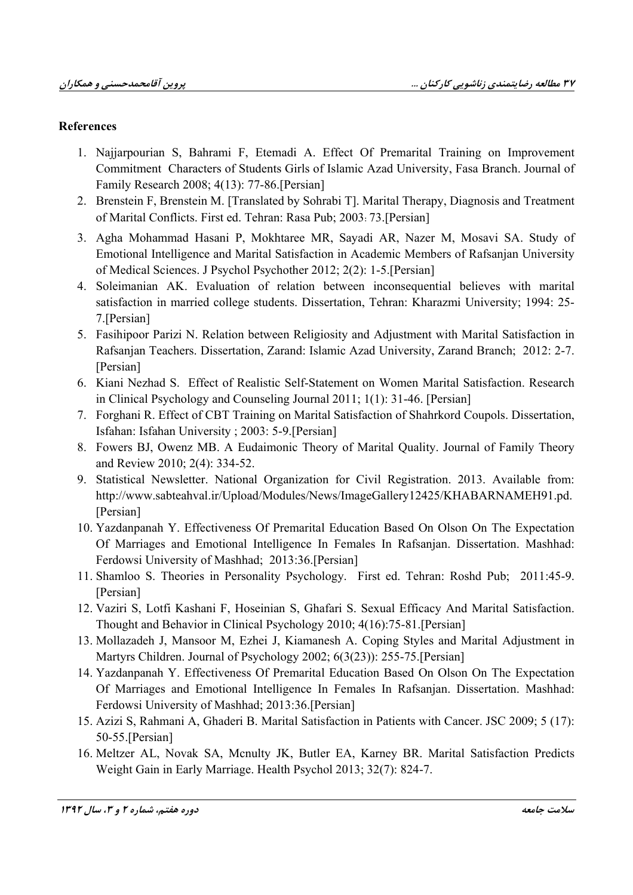## References

1. Najjarpourian S, Bahrami F, Etemadi A. Effect Of Premarital Training on Improvement Commitment Characters of Students Girls of Islamic Azad University, Fasa Branch. Journal of Family Research 2008; 4(13): 77-86.[Persian]
2. Brenstein F, Brenstein M. [Translated by Sohrabi T]. Marital Therapy, Diagnosis and Treatment of Marital Conflicts. First ed. Tehran: Rasa Pub; 2003: 73.[Persian]
3. Agha Mohammad Hasani P, Mokhtaree MR, Sayadi AR, Nazer M, Mosavi SA. Study of Emotional Intelligence and Marital Satisfaction in Academic Members of Rafsanjan University of Medical Sciences. J Psychol Psychother 2012; 2(2): 1-5.[Persian]
4. Soleimanian AK. Evaluation of relation between inconsequential believes with marital satisfaction in married college students. Dissertation, Tehran: Kharazmi University; 1994: 25-7.[Persian]
5. Fasihipoor Parizi N. Relation between Religiosity and Adjustment with Marital Satisfaction in Rafsanjan Teachers. Dissertation, Zarand: Islamic Azad University, Zarand Branch; 2012: 2-7. [Persian]
6. Kiani Nezhad S. Effect of Realistic Self-Statement on Women Marital Satisfaction. Research in Clinical Psychology and Counseling Journal 2011; 1(1): 31-46. [Persian]
7. Forghani R. Effect of CBT Training on Marital Satisfaction of Shahrkord Coupols. Dissertation, Isfahan: Isfahan University ; 2003: 5-9.[Persian]
8. Fowers BJ, Owenz MB. A Eudaimonic Theory of Marital Quality. Journal of Family Theory and Review 2010; 2(4): 334-52.
9. Statistical Newsletter. National Organization for Civil Registration. 2013. Available from: http://www.sabteahval.ir/Upload/Modules/News/ImageGallery12425/KHABARNAMEH91.pd. [Persian]
10. Yazdanpanah Y. Effectiveness Of Premarital Education Based On Olson On The Expectation Of Marriages and Emotional Intelligence In Females In Rafsanjan. Dissertation. Mashhad: Ferdowsi University of Mashhad; 2013:36.[Persian]
11. Shamloo S. Theories in Personality Psychology. First ed. Tehran: Roshd Pub; 2011:45-9. [Persian]
12. Vaziri S, Lotfi Kashani F, Hoseinian S, Ghafari S. Sexual Efficacy And Marital Satisfaction. Thought and Behavior in Clinical Psychology 2010; 4(16):75-81.[Persian]
13. Mollazadeh J, Mansoor M, Ezhei J, Kiamanesh A. Coping Styles and Marital Adjustment in Martyrs Children. Journal of Psychology 2002; 6(3(23)): 255-75.[Persian]
14. Yazdanpanah Y. Effectiveness Of Premarital Education Based On Olson On The Expectation Of Marriages and Emotional Intelligence In Females In Rafsanjan. Dissertation. Mashhad: Ferdowsi University of Mashhad; 2013:36.[Persian]
15. Azizi S, Rahmani A, Ghaderi B. Marital Satisfaction in Patients with Cancer. JSC 2009; 5 (17): 50-55.[Persian]
16. Meltzer AL, Novak SA, Mcnulty JK, Butler EA, Karney BR. Marital Satisfaction Predicts Weight Gain in Early Marriage. Health Psychol 2013; 32(7): 824-7.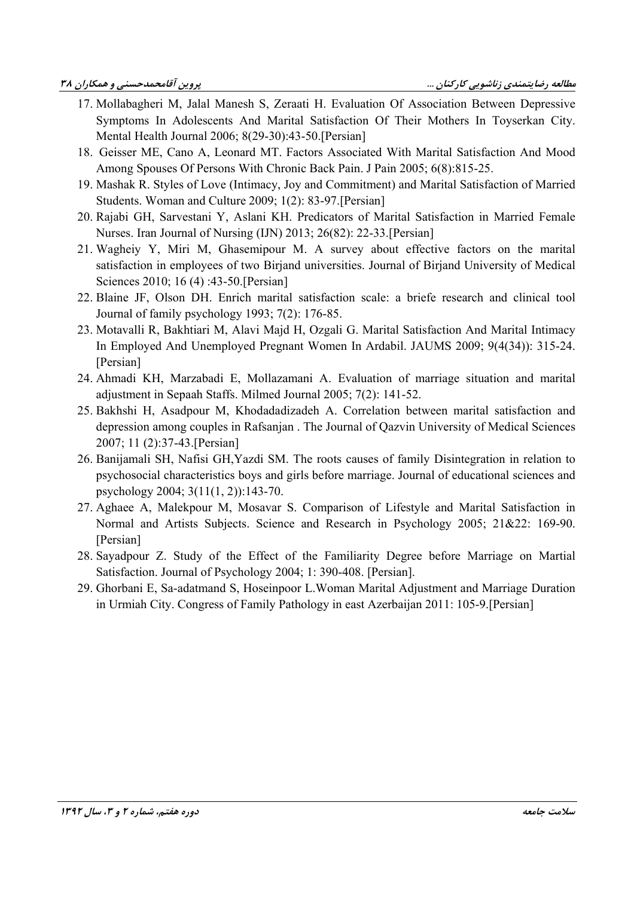17. Mollabagheri M, Jalal Manesh S, Zeraati H. Evaluation Of Association Between Depressive Symptoms In Adolescents And Marital Satisfaction Of Their Mothers In Toyserkan City. Mental Health Journal 2006; 8(29-30):43-50.[Persian]
18. Geisser ME, Cano A, Leonard MT. Factors Associated With Marital Satisfaction And Mood Among Spouses Of Persons With Chronic Back Pain. J Pain 2005; 6(8):815-25.
19. Mashak R. Styles of Love (Intimacy, Joy and Commitment) and Marital Satisfaction of Married Students. Woman and Culture 2009; 1(2): 83-97.[Persian]
20. Rajabi GH, Sarvestani Y, Aslani KH. Predicators of Marital Satisfaction in Married Female Nurses. Iran Journal of Nursing (IJN) 2013; 26(82): 22-33.[Persian]
21. Wagheiy Y, Miri M, Ghasemipour M. A survey about effective factors on the marital satisfaction in employees of two Birjand universities. Journal of Birjand University of Medical Sciences 2010; 16 (4) :43-50.[Persian]
22. Blaine JF, Olson DH. Enrich marital satisfaction scale: a briefe research and clinical tool Journal of family psychology 1993; 7(2): 176-85.
23. Motavalli R, Bakhtiari M, Alavi Majd H, Ozgali G. Marital Satisfaction And Marital Intimacy In Employed And Unemployed Pregnant Women In Ardabil. JAUMS 2009; 9(4(34)): 315-24. [Persian]
24. Ahmadi KH, Marzabadi E, Mollazamani A. Evaluation of marriage situation and marital adjustment in Sepaah Staffs. Milmed Journal 2005; 7(2): 141-52.
25. Bakhshi H, Asadpour M, Khodadadizadeh A. Correlation between marital satisfaction and depression among couples in Rafsanjan . The Journal of Qazvin University of Medical Sciences 2007; 11 (2):37-43.[Persian]
26. Banijamali SH, Nafisi GH,Yazdi SM. The roots causes of family Disintegration in relation to psychosocial characteristics boys and girls before marriage. Journal of educational sciences and psychology 2004; 3(11(1, 2)):143-70.
27. Aghaee A, Malekpour M, Mosavar S. Comparison of Lifestyle and Marital Satisfaction in Normal and Artists Subjects. Science and Research in Psychology 2005; 21&22: 169-90. [Persian]
28. Sayadpour Z. Study of the Effect of the Familiarity Degree before Marriage on Martial Satisfaction. Journal of Psychology 2004; 1: 390-408. [Persian].
29. Ghorbani E, Sa-adatmand S, Hoseinpoor L.Woman Marital Adjustment and Marriage Duration in Urmiah City. Congress of Family Pathology in east Azerbaijan 2011: 105-9.[Persian]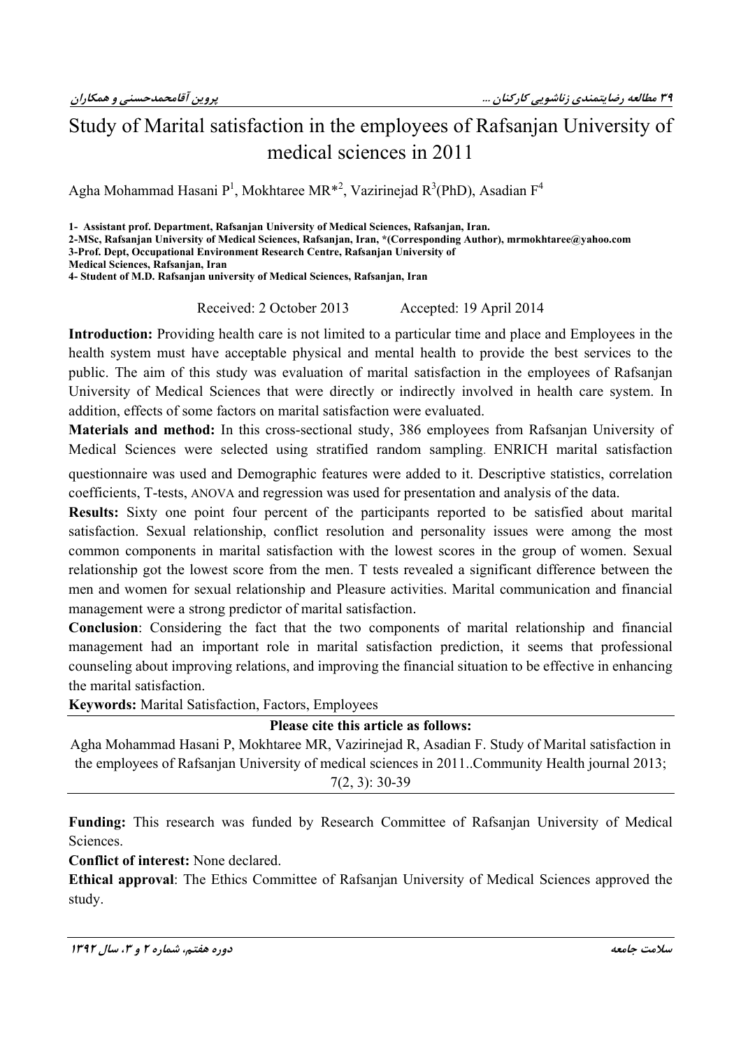# Study of Marital satisfaction in the employees of Rafsanjan University of medical sciences in 2011

Agha Mohammad Hasani P[1], Mokhtaree MR*[2], Vazirinejad R[3](PhD), Asadian F[4]

**1- Assistant prof. Department, Rafsanjan University of Medical Sciences, Rafsanjan, Iran.**
**2-MSc, Rafsanjan University of Medical Sciences, Rafsanjan, Iran, *(Corresponding Author), mrmokhtaree@yahoo.com**
**3-Prof. Dept, Occupational Environment Research Centre, Rafsanjan University of Medical Sciences, Rafsanjan, Iran**
**4- Student of M.D. Rafsanjan university of Medical Sciences, Rafsanjan, Iran**

Received: 2 October 2013 Accepted: 19 April 2014

**Introduction:** Providing health care is not limited to a particular time and place and Employees in the health system must have acceptable physical and mental health to provide the best services to the public. The aim of this study was evaluation of marital satisfaction in the employees of Rafsanjan University of Medical Sciences that were directly or indirectly involved in health care system. In addition, effects of some factors on marital satisfaction were evaluated.

**Materials and method:** In this cross-sectional study, 386 employees from Rafsanjan University of Medical Sciences were selected using stratified random sampling. ENRICH marital satisfaction questionnaire was used and Demographic features were added to it. Descriptive statistics, correlation coefficients, T-tests, ANOVA and regression was used for presentation and analysis of the data.

**Results:** Sixty one point four percent of the participants reported to be satisfied about marital satisfaction. Sexual relationship, conflict resolution and personality issues were among the most common components in marital satisfaction with the lowest scores in the group of women. Sexual relationship got the lowest score from the men. T tests revealed a significant difference between the men and women for sexual relationship and Pleasure activities. Marital communication and financial management were a strong predictor of marital satisfaction.

**Conclusion**: Considering the fact that the two components of marital relationship and financial management had an important role in marital satisfaction prediction, it seems that professional counseling about improving relations, and improving the financial situation to be effective in enhancing the marital satisfaction.

**Keywords:** Marital Satisfaction, Factors, Employees

**Please cite this article as follows:**

Agha Mohammad Hasani P, Mokhtaree MR, Vazirinejad R, Asadian F. Study of Marital satisfaction in the employees of Rafsanjan University of medical sciences in 2011..Community Health journal 2013; 7(2, 3): 30-39

**Funding:** This research was funded by Research Committee of Rafsanjan University of Medical Sciences.

**Conflict of interest:** None declared.

**Ethical approval**: The Ethics Committee of Rafsanjan University of Medical Sciences approved the study.